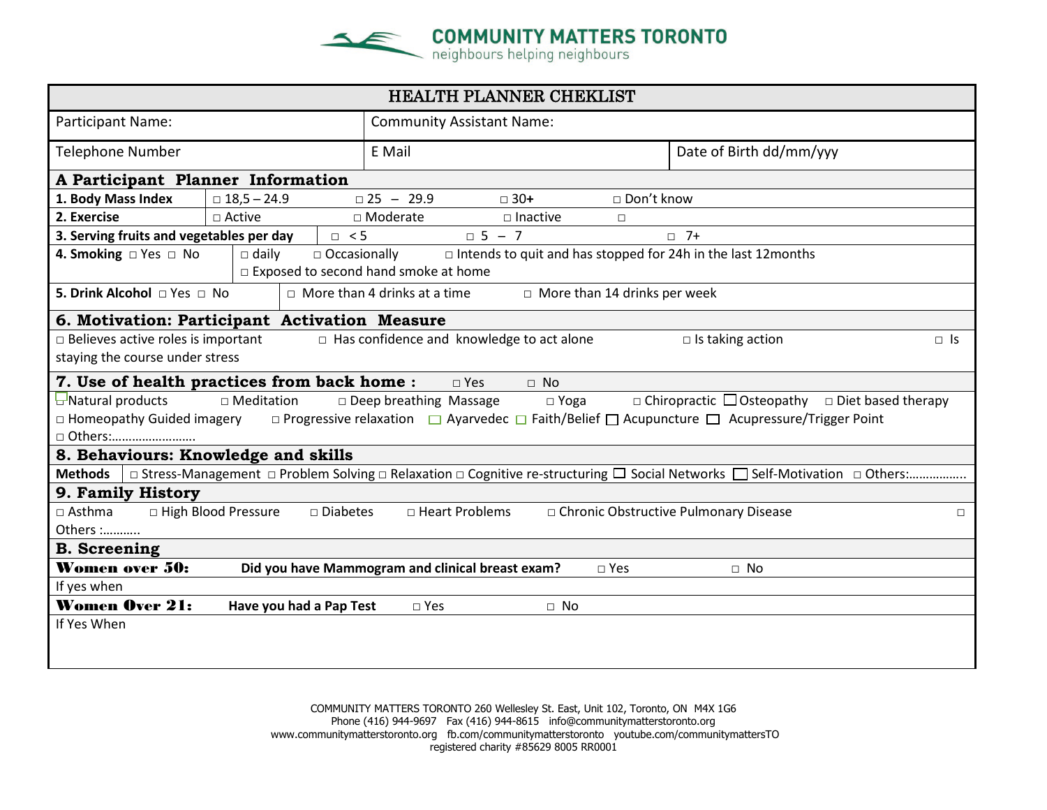**COMMUNITY MATTERS TORONTO**
neighbours helping neighbours

# HEALTH PLANNER CHEKLIST

| Participant Name: | Community Assistant Name: | |
|---|---|---|
| Telephone Number | E Mail | Date of Birth dd/mm/yyy |

## A Participant Planner Information

| | | | | |
|---|---|---|---|---|
| **1. Body Mass Index** | □ 18,5 – 24.9 | □ 25 – 29.9 | □ 30+ | □ Don't know |
| **2. Exercise** | □ Active | □ Moderate | □ Inactive | □ |
| **3. Serving fruits and vegetables per day** | □ < 5 | □ 5 – 7 | □ 7+ | |
| **4. Smoking** □ Yes □ No | □ daily | □ Occasionally | □ Intends to quit and has stopped for 24h in the last 12months | □ Exposed to second hand smoke at home |
| **5. Drink Alcohol** □ Yes □ No | □ More than 4 drinks at a time | □ More than 14 drinks per week | | |

## 6. Motivation: Participant Activation Measure

□ Believes active roles is important □ Has confidence and knowledge to act alone □ Is taking action □ Is staying the course under stress

## 7. Use of health practices from back home : □ Yes □ No

□ Natural products □ Meditation □ Deep breathing Massage □ Yoga □ Chiropractic □ Osteopathy □ Diet based therapy □ Homeopathy Guided imagery □ Progressive relaxation □ Ayarvedec □ Faith/Belief □ Acupuncture □ Acupressure/Trigger Point □ Others:…………………….

## 8. Behaviours: Knowledge and skills

| **Methods** | □ Stress-Management □ Problem Solving □ Relaxation □ Cognitive re-structuring □ Social Networks □ Self-Motivation □ Others:…………….. |
|---|---|

## 9. Family History

□ Asthma □ High Blood Pressure □ Diabetes □ Heart Problems □ Chronic Obstructive Pulmonary Disease □ Others :………..

## B. Screening

**Women over 50:** **Did you have Mammogram and clinical breast exam?** □ Yes □ No

If yes when

**Women Over 21:** **Have you had a Pap Test** □ Yes □ No

If Yes When

COMMUNITY MATTERS TORONTO 260 Wellesley St. East, Unit 102, Toronto, ON M4X 1G6
Phone (416) 944-9697 Fax (416) 944-8615 info@communitymatterstoronto.org
www.communitymatterstoronto.org fb.com/communitymatterstoronto youtube.com/communitymattersTO
registered charity #85629 8005 RR0001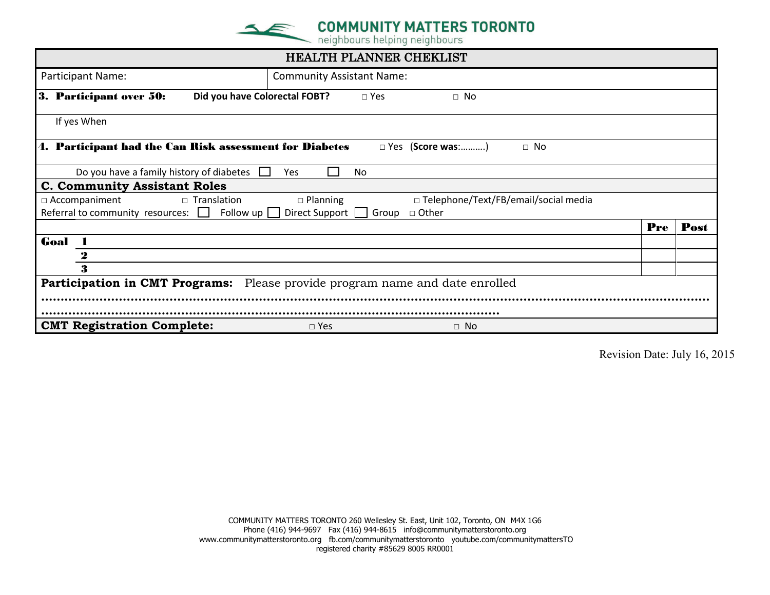COMMUNITY MATTERS TORONTO
neighbours helping neighbours

# HEALTH PLANNER CHEKLIST

Participant Name: | Community Assistant Name:

**3. Participant over 50:** **Did you have Colorectal FOBT?** □ Yes □ No

If yes When

**4. Participant had the Can Risk assessment for Diabetes** □ Yes (**Score was**:……….) □ No

Do you have a family history of diabetes ☐ Yes ☐ No

## C. Community Assistant Roles

□ Accompaniment □ Translation □ Planning □ Telephone/Text/FB/email/social media

Referral to community resources: ☐ Follow up ☐ Direct Support ☐ Group □ Other

| | | Pre | Post |
|---|---|---|---|
| **Goal** | **1** | | |
| | **2** | | |
| | **3** | | |

**Participation in CMT Programs:** Please provide program name and date enrolled

……………………………………………………………………………………………………………………………………………………

……………………………………………………………………………………………………………

**CMT Registration Complete:** □ Yes □ No

Revision Date: July 16, 2015

COMMUNITY MATTERS TORONTO 260 Wellesley St. East, Unit 102, Toronto, ON M4X 1G6
Phone (416) 944-9697 Fax (416) 944-8615 info@communitymatterstoronto.org
www.communitymatterstoronto.org fb.com/communitymatterstoronto youtube.com/communitymattersTO
registered charity #85629 8005 RR0001